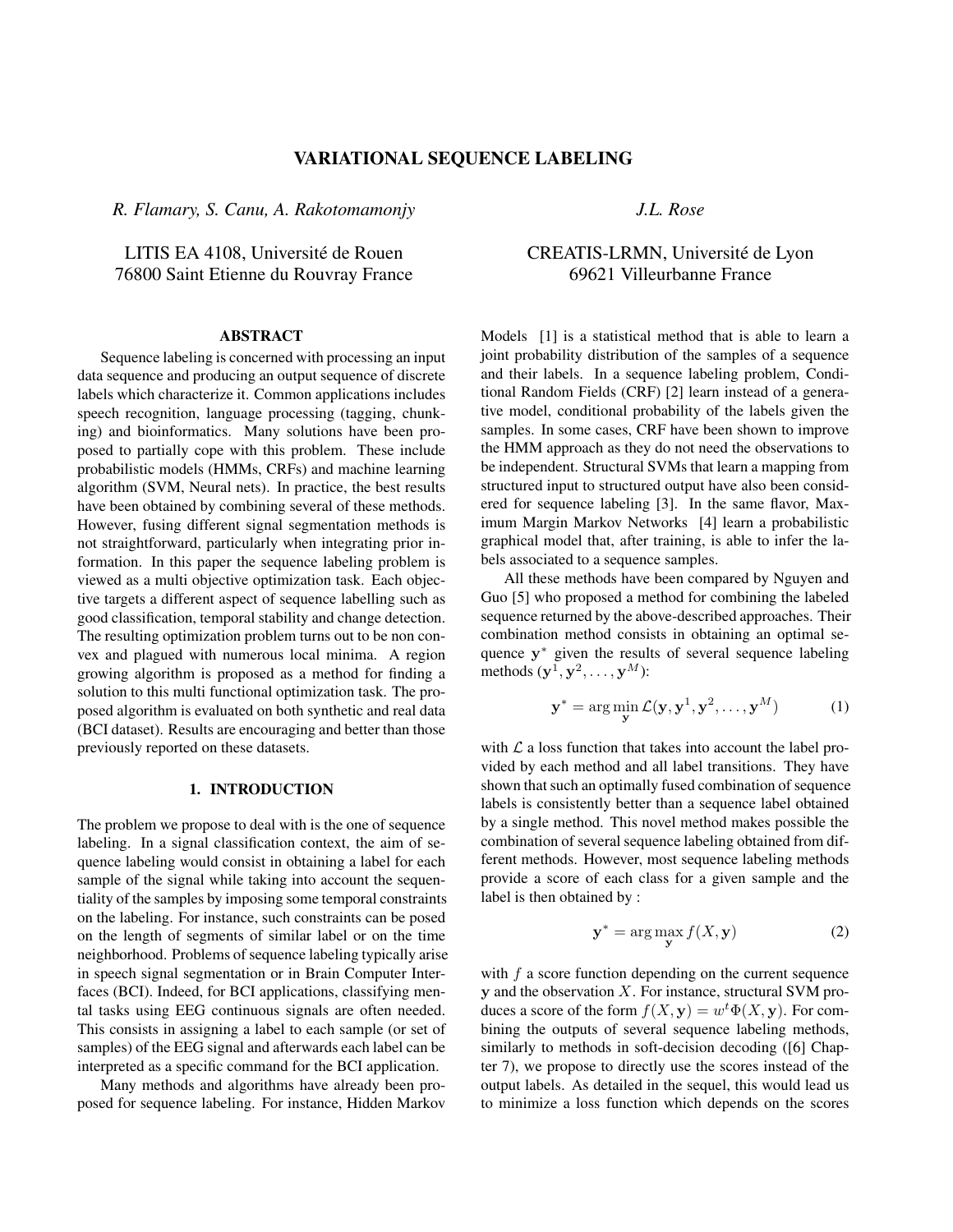# VARIATIONAL SEQUENCE LABELING

*R. Flamary, S. Canu, A. Rakotomamonjy*

LITIS EA 4108, Université de Rouen
76800 Saint Etienne du Rouvray France

*J.L. Rose*

CREATIS-LRMN, Université de Lyon
69621 Villeurbanne France

## ABSTRACT

Sequence labeling is concerned with processing an input data sequence and producing an output sequence of discrete labels which characterize it. Common applications includes speech recognition, language processing (tagging, chunking) and bioinformatics. Many solutions have been proposed to partially cope with this problem. These include probabilistic models (HMMs, CRFs) and machine learning algorithm (SVM, Neural nets). In practice, the best results have been obtained by combining several of these methods. However, fusing different signal segmentation methods is not straightforward, particularly when integrating prior information. In this paper the sequence labeling problem is viewed as a multi objective optimization task. Each objective targets a different aspect of sequence labelling such as good classification, temporal stability and change detection. The resulting optimization problem turns out to be non convex and plagued with numerous local minima. A region growing algorithm is proposed as a method for finding a solution to this multi functional optimization task. The proposed algorithm is evaluated on both synthetic and real data (BCI dataset). Results are encouraging and better than those previously reported on these datasets.

## 1. INTRODUCTION

The problem we propose to deal with is the one of sequence labeling. In a signal classification context, the aim of sequence labeling would consist in obtaining a label for each sample of the signal while taking into account the sequentiality of the samples by imposing some temporal constraints on the labeling. For instance, such constraints can be posed on the length of segments of similar label or on the time neighborhood. Problems of sequence labeling typically arise in speech signal segmentation or in Brain Computer Interfaces (BCI). Indeed, for BCI applications, classifying mental tasks using EEG continuous signals are often needed. This consists in assigning a label to each sample (or set of samples) of the EEG signal and afterwards each label can be interpreted as a specific command for the BCI application.

Many methods and algorithms have already been proposed for sequence labeling. For instance, Hidden Markov Models [1] is a statistical method that is able to learn a joint probability distribution of the samples of a sequence and their labels. In a sequence labeling problem, Conditional Random Fields (CRF) [2] learn instead of a generative model, conditional probability of the labels given the samples. In some cases, CRF have been shown to improve the HMM approach as they do not need the observations to be independent. Structural SVMs that learn a mapping from structured input to structured output have also been considered for sequence labeling [3]. In the same flavor, Maximum Margin Markov Networks [4] learn a probabilistic graphical model that, after training, is able to infer the labels associated to a sequence samples.

All these methods have been compared by Nguyen and Guo [5] who proposed a method for combining the labeled sequence returned by the above-described approaches. Their combination method consists in obtaining an optimal sequence $\mathbf{y}^*$ given the results of several sequence labeling methods $(\mathbf{y}^1, \mathbf{y}^2, \ldots, \mathbf{y}^M)$:

$$\mathbf{y}^* = \arg\min_{\mathbf{y}} \mathcal{L}(\mathbf{y}, \mathbf{y}^1, \mathbf{y}^2, \ldots, \mathbf{y}^M) \tag{1}$$

with $\mathcal{L}$ a loss function that takes into account the label provided by each method and all label transitions. They have shown that such an optimally fused combination of sequence labels is consistently better than a sequence label obtained by a single method. This novel method makes possible the combination of several sequence labeling obtained from different methods. However, most sequence labeling methods provide a score of each class for a given sample and the label is then obtained by :

$$\mathbf{y}^* = \arg\max_{\mathbf{y}} f(X, \mathbf{y}) \tag{2}$$

with $f$ a score function depending on the current sequence $\mathbf{y}$ and the observation $X$. For instance, structural SVM produces a score of the form $f(X, \mathbf{y}) = w^t \Phi(X, \mathbf{y})$. For combining the outputs of several sequence labeling methods, similarly to methods in soft-decision decoding ([6] Chapter 7), we propose to directly use the scores instead of the output labels. As detailed in the sequel, this would lead us to minimize a loss function which depends on the scores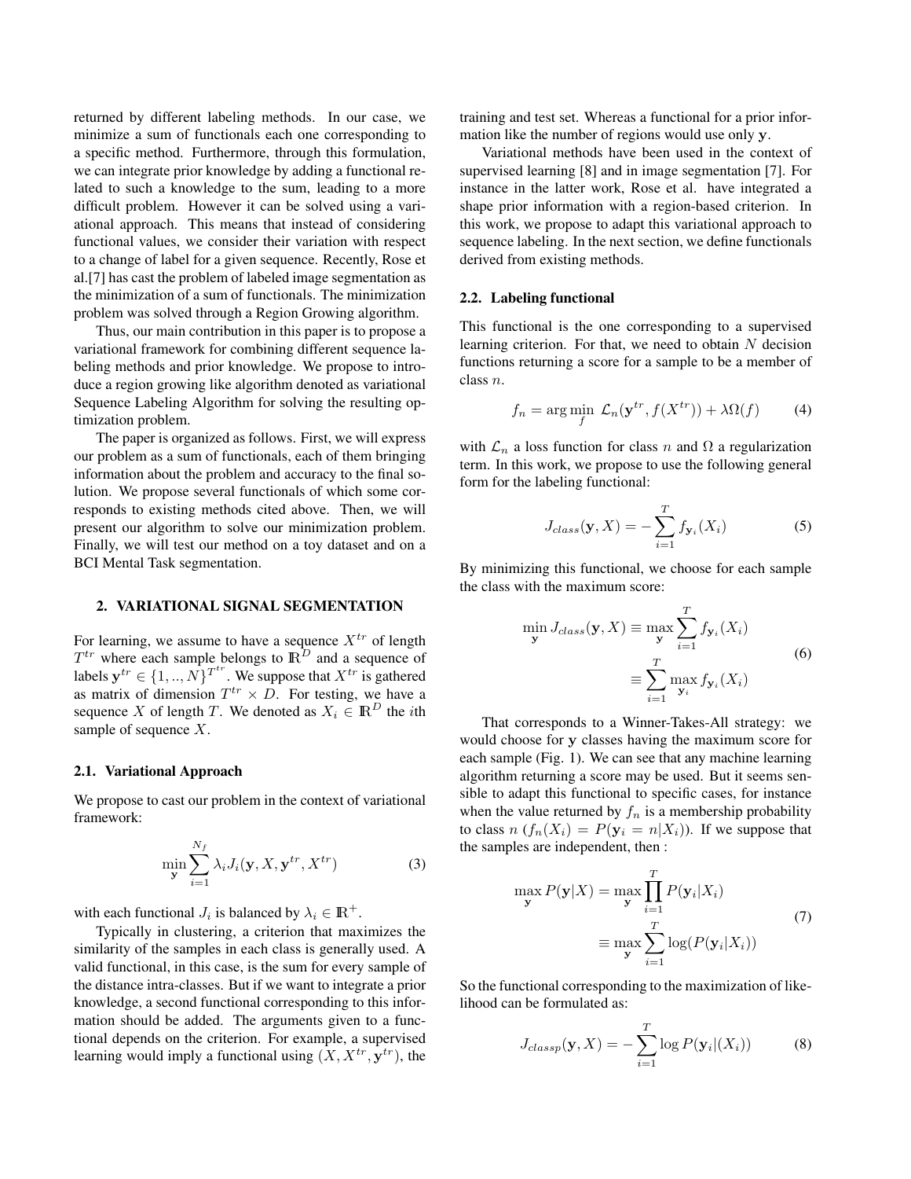returned by different labeling methods. In our case, we minimize a sum of functionals each one corresponding to a specific method. Furthermore, through this formulation, we can integrate prior knowledge by adding a functional related to such a knowledge to the sum, leading to a more difficult problem. However it can be solved using a variational approach. This means that instead of considering functional values, we consider their variation with respect to a change of label for a given sequence. Recently, Rose et al.[7] has cast the problem of labeled image segmentation as the minimization of a sum of functionals. The minimization problem was solved through a Region Growing algorithm.

Thus, our main contribution in this paper is to propose a variational framework for combining different sequence labeling methods and prior knowledge. We propose to introduce a region growing like algorithm denoted as variational Sequence Labeling Algorithm for solving the resulting optimization problem.

The paper is organized as follows. First, we will express our problem as a sum of functionals, each of them bringing information about the problem and accuracy to the final solution. We propose several functionals of which some corresponds to existing methods cited above. Then, we will present our algorithm to solve our minimization problem. Finally, we will test our method on a toy dataset and on a BCI Mental Task segmentation.

## 2. VARIATIONAL SIGNAL SEGMENTATION

For learning, we assume to have a sequence $X^{tr}$ of length $T^{tr}$ where each sample belongs to $\mathbb{R}^D$ and a sequence of labels $\mathbf{y}^{tr} \in \{1,..,N\}^{T^{tr}}$. We suppose that $X^{tr}$ is gathered as matrix of dimension $T^{tr} \times D$. For testing, we have a sequence $X$ of length $T$. We denoted as $X_i \in \mathbb{R}^D$ the $i$th sample of sequence $X$.

### 2.1. Variational Approach

We propose to cast our problem in the context of variational framework:

$$\min_{\mathbf{y}} \sum_{i=1}^{N_f} \lambda_i J_i(\mathbf{y}, X, \mathbf{y}^{tr}, X^{tr}) \tag{3}$$

with each functional $J_i$ is balanced by $\lambda_i \in \mathbb{R}^+$.

Typically in clustering, a criterion that maximizes the similarity of the samples in each class is generally used. A valid functional, in this case, is the sum for every sample of the distance intra-classes. But if we want to integrate a prior knowledge, a second functional corresponding to this information should be added. The arguments given to a functional depends on the criterion. For example, a supervised learning would imply a functional using $(X, X^{tr}, \mathbf{y}^{tr})$, the training and test set. Whereas a functional for a prior information like the number of regions would use only $\mathbf{y}$.

Variational methods have been used in the context of supervised learning [8] and in image segmentation [7]. For instance in the latter work, Rose et al. have integrated a shape prior information with a region-based criterion. In this work, we propose to adapt this variational approach to sequence labeling. In the next section, we define functionals derived from existing methods.

### 2.2. Labeling functional

This functional is the one corresponding to a supervised learning criterion. For that, we need to obtain $N$ decision functions returning a score for a sample to be a member of class $n$.

$$f_n = \arg\min_f \; \mathcal{L}_n(\mathbf{y}^{tr}, f(X^{tr})) + \lambda\Omega(f) \tag{4}$$

with $\mathcal{L}_n$ a loss function for class $n$ and $\Omega$ a regularization term. In this work, we propose to use the following general form for the labeling functional:

$$J_{class}(\mathbf{y}, X) = -\sum_{i=1}^{T} f_{\mathbf{y}_i}(X_i) \tag{5}$$

By minimizing this functional, we choose for each sample the class with the maximum score:

$$\begin{aligned} \min_{\mathbf{y}} J_{class}(\mathbf{y}, X) &\equiv \max_{\mathbf{y}} \sum_{i=1}^{T} f_{\mathbf{y}_i}(X_i) \\ &\equiv \sum_{i=1}^{T} \max_{\mathbf{y}_i} f_{\mathbf{y}_i}(X_i) \end{aligned} \tag{6}$$

That corresponds to a Winner-Takes-All strategy: we would choose for $\mathbf{y}$ classes having the maximum score for each sample (Fig. 1). We can see that any machine learning algorithm returning a score may be used. But it seems sensible to adapt this functional to specific cases, for instance when the value returned by $f_n$ is a membership probability to class $n$ ($f_n(X_i) = P(\mathbf{y}_i = n|X_i)$). If we suppose that the samples are independent, then :

$$\begin{aligned} \max_{\mathbf{y}} P(\mathbf{y}|X) &= \max_{\mathbf{y}} \prod_{i=1}^{T} P(\mathbf{y}_i|X_i) \\ &\equiv \max_{\mathbf{y}} \sum_{i=1}^{T} \log(P(\mathbf{y}_i|X_i)) \end{aligned} \tag{7}$$

So the functional corresponding to the maximization of likelihood can be formulated as:

$$J_{classp}(\mathbf{y}, X) = -\sum_{i=1}^{T} \log P(\mathbf{y}_i|(X_i)) \tag{8}$$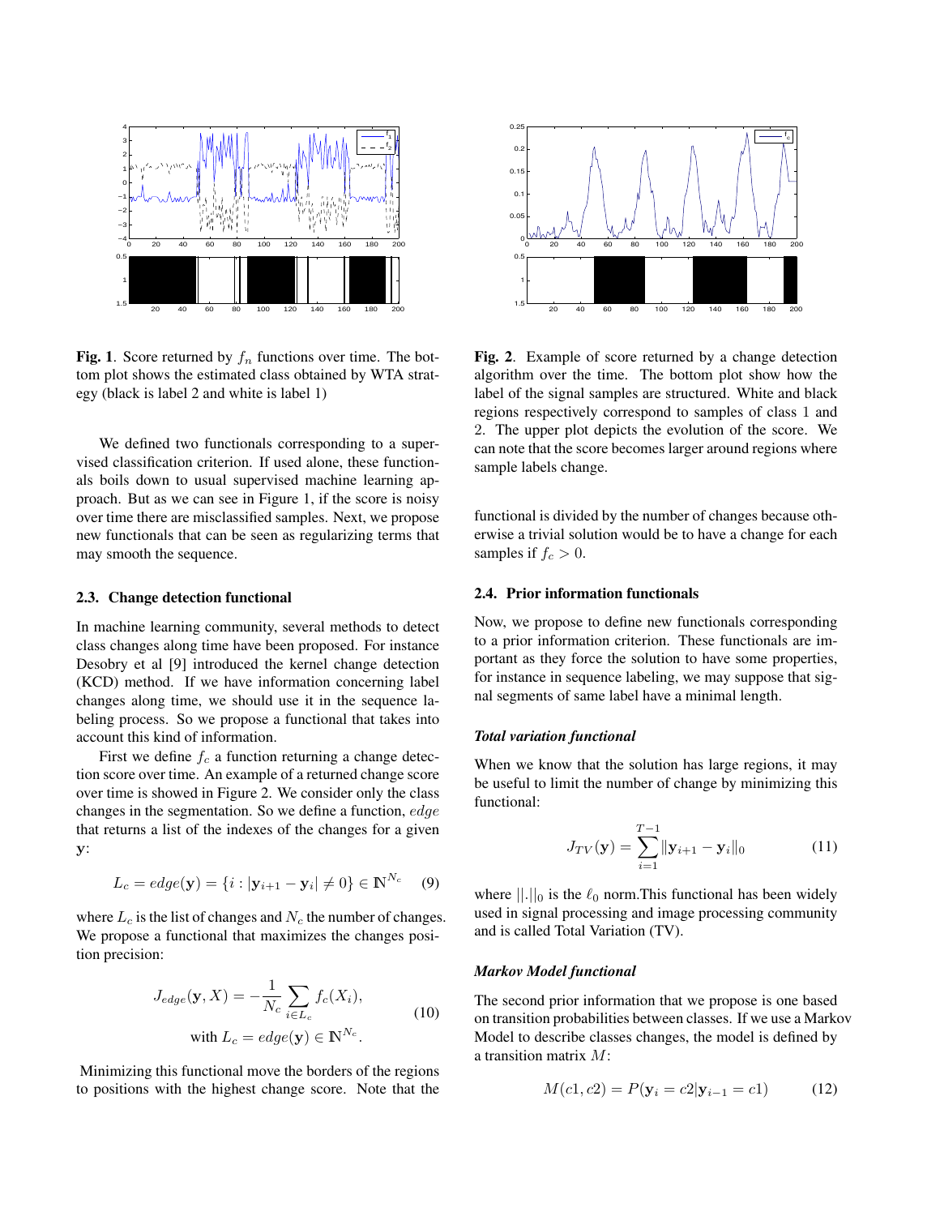**Fig. 1**. Score returned by $f_n$ functions over time. The bottom plot shows the estimated class obtained by WTA strategy (black is label 2 and white is label 1)

We defined two functionals corresponding to a supervised classification criterion. If used alone, these functionals boils down to usual supervised machine learning approach. But as we can see in Figure 1, if the score is noisy over time there are misclassified samples. Next, we propose new functionals that can be seen as regularizing terms that may smooth the sequence.

### 2.3. Change detection functional

In machine learning community, several methods to detect class changes along time have been proposed. For instance Desobry et al [9] introduced the kernel change detection (KCD) method. If we have information concerning label changes along time, we should use it in the sequence labeling process. So we propose a functional that takes into account this kind of information.

First we define $f_c$ a function returning a change detection score over time. An example of a returned change score over time is showed in Figure 2. We consider only the class changes in the segmentation. So we define a function, $edge$ that returns a list of the indexes of the changes for a given $\mathbf{y}$:

$$L_c = edge(\mathbf{y}) = \{i : |\mathbf{y}_{i+1} - \mathbf{y}_i| \neq 0\} \in \mathbb{N}^{N_c} \quad (9)$$

where $L_c$ is the list of changes and $N_c$ the number of changes. We propose a functional that maximizes the changes position precision:

$$J_{edge}(\mathbf{y}, X) = -\frac{1}{N_c} \sum_{i \in L_c} f_c(X_i), \quad \text{with } L_c = edge(\mathbf{y}) \in \mathbb{N}^{N_c}. \quad (10)$$

Minimizing this functional move the borders of the regions to positions with the highest change score. Note that the functional is divided by the number of changes because otherwise a trivial solution would be to have a change for each samples if $f_c > 0$.

**Fig. 2**. Example of score returned by a change detection algorithm over the time. The bottom plot show how the label of the signal samples are structured. White and black regions respectively correspond to samples of class 1 and 2. The upper plot depicts the evolution of the score. We can note that the score becomes larger around regions where sample labels change.

### 2.4. Prior information functionals

Now, we propose to define new functionals corresponding to a prior information criterion. These functionals are important as they force the solution to have some properties, for instance in sequence labeling, we may suppose that signal segments of same label have a minimal length.

#### *Total variation functional*

When we know that the solution has large regions, it may be useful to limit the number of change by minimizing this functional:

$$J_{TV}(\mathbf{y}) = \sum_{i=1}^{T-1} \|\mathbf{y}_{i+1} - \mathbf{y}_i\|_0 \quad (11)$$

where $||.||_0$ is the $\ell_0$ norm.This functional has been widely used in signal processing and image processing community and is called Total Variation (TV).

#### *Markov Model functional*

The second prior information that we propose is one based on transition probabilities between classes. If we use a Markov Model to describe classes changes, the model is defined by a transition matrix $M$:

$$M(c1, c2) = P(\mathbf{y}_i = c2 | \mathbf{y}_{i-1} = c1) \quad (12)$$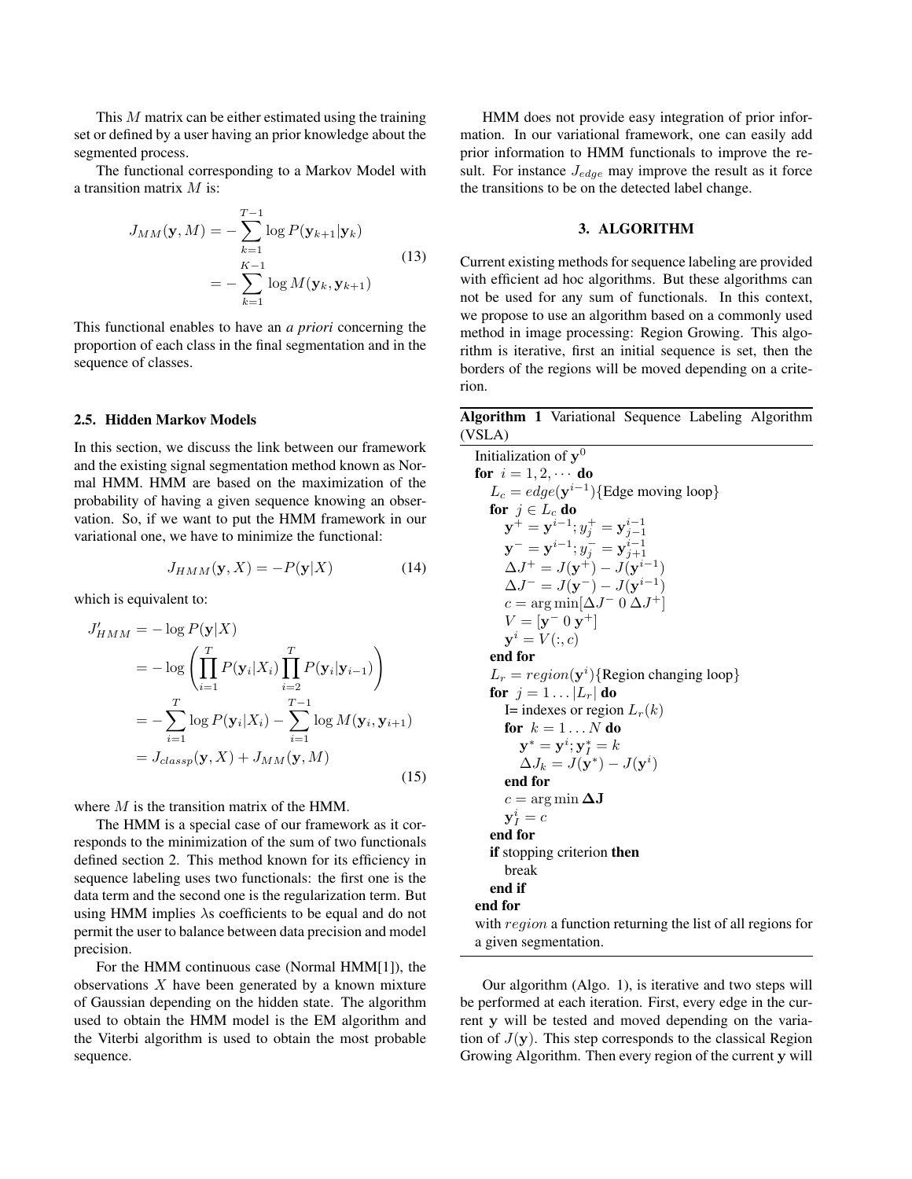This $M$ matrix can be either estimated using the training set or defined by a user having an prior knowledge about the segmented process.

The functional corresponding to a Markov Model with a transition matrix $M$ is:

$$J_{MM}(\mathbf{y}, M) = -\sum_{k=1}^{T-1} \log P(\mathbf{y}_{k+1}|\mathbf{y}_k) = -\sum_{k=1}^{K-1} \log M(\mathbf{y}_k, \mathbf{y}_{k+1}) \tag{13}$$

This functional enables to have an *a priori* concerning the proportion of each class in the final segmentation and in the sequence of classes.

### 2.5. Hidden Markov Models

In this section, we discuss the link between our framework and the existing signal segmentation method known as Normal HMM. HMM are based on the maximization of the probability of having a given sequence knowing an observation. So, if we want to put the HMM framework in our variational one, we have to minimize the functional:

$$J_{HMM}(\mathbf{y}, X) = -P(\mathbf{y}|X) \tag{14}$$

which is equivalent to:

$$\begin{aligned} J'_{HMM} &= -\log P(\mathbf{y}|X) \\ &= -\log \left( \prod_{i=1}^{T} P(\mathbf{y}_i|X_i) \prod_{i=2}^{T} P(\mathbf{y}_i|\mathbf{y}_{i-1}) \right) \\ &= -\sum_{i=1}^{T} \log P(\mathbf{y}_i|X_i) - \sum_{i=1}^{T-1} \log M(\mathbf{y}_i, \mathbf{y}_{i+1}) \\ &= J_{classp}(\mathbf{y}, X) + J_{MM}(\mathbf{y}, M) \end{aligned} \tag{15}$$

where $M$ is the transition matrix of the HMM.

The HMM is a special case of our framework as it corresponds to the minimization of the sum of two functionals defined section 2. This method known for its efficiency in sequence labeling uses two functionals: the first one is the data term and the second one is the regularization term. But using HMM implies $\lambda$s coefficients to be equal and do not permit the user to balance between data precision and model precision.

For the HMM continuous case (Normal HMM[1]), the observations $X$ have been generated by a known mixture of Gaussian depending on the hidden state. The algorithm used to obtain the HMM model is the EM algorithm and the Viterbi algorithm is used to obtain the most probable sequence.

HMM does not provide easy integration of prior information. In our variational framework, one can easily add prior information to HMM functionals to improve the result. For instance $J_{edge}$ may improve the result as it force the transitions to be on the detected label change.

## 3. ALGORITHM

Current existing methods for sequence labeling are provided with efficient ad hoc algorithms. But these algorithms can not be used for any sum of functionals. In this context, we propose to use an algorithm based on a commonly used method in image processing: Region Growing. This algorithm is iterative, first an initial sequence is set, then the borders of the regions will be moved depending on a criterion.

**Algorithm 1** Variational Sequence Labeling Algorithm (VSLA)

```
Initialization of y^0
for i = 1, 2, ··· do
    L_c = edge(y^{i-1}) {Edge moving loop}
    for j ∈ L_c do
        y^+ = y^{i-1}; y_j^+ = y_{j-1}^{i-1}
        y^- = y^{i-1}; y_j^- = y_{j+1}^{i-1}
        ΔJ^+ = J(y^+) - J(y^{i-1})
        ΔJ^- = J(y^-) - J(y^{i-1})
        c = arg min[ΔJ^- 0 ΔJ^+]
        V = [y^- 0 y^+]
        y^i = V(:, c)
    end for
    L_r = region(y^i) {Region changing loop}
    for j = 1 ... |L_r| do
        I= indexes or region L_r(k)
        for k = 1 ... N do
            y^* = y^i; y_I^* = k
            ΔJ_k = J(y^*) - J(y^i)
        end for
        c = arg min ΔJ
        y_I^i = c
    end for
    if stopping criterion then
        break
    end if
end for
```

with *region* a function returning the list of all regions for a given segmentation.

Our algorithm (Algo. 1), is iterative and two steps will be performed at each iteration. First, every edge in the current $\mathbf{y}$ will be tested and moved depending on the variation of $J(\mathbf{y})$. This step corresponds to the classical Region Growing Algorithm. Then every region of the current $\mathbf{y}$ will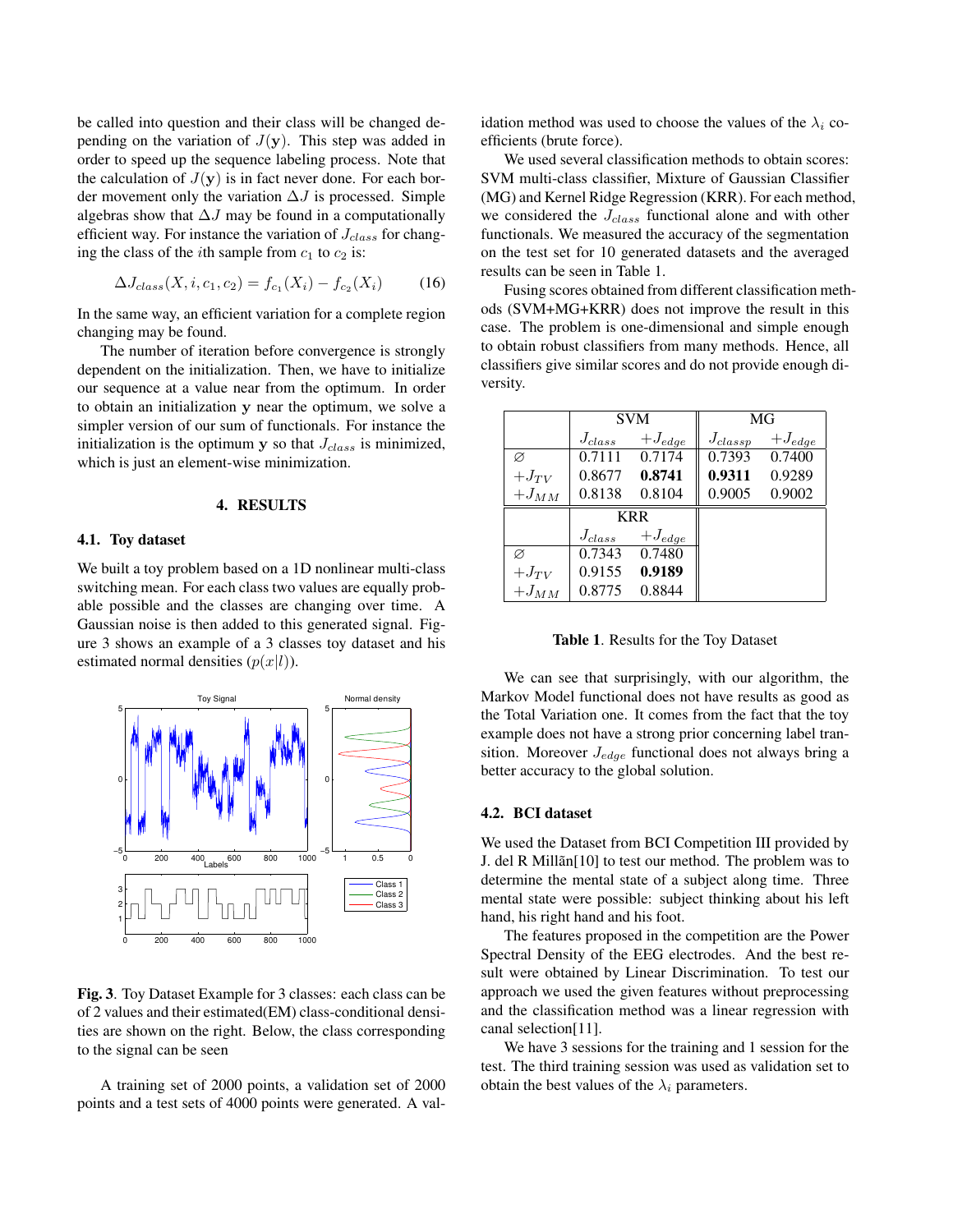be called into question and their class will be changed depending on the variation of $J(\mathbf{y})$. This step was added in order to speed up the sequence labeling process. Note that the calculation of $J(\mathbf{y})$ is in fact never done. For each border movement only the variation $\Delta J$ is processed. Simple algebras show that $\Delta J$ may be found in a computationally efficient way. For instance the variation of $J_{class}$ for changing the class of the $i$th sample from $c_1$ to $c_2$ is:

$$\Delta J_{class}(X, i, c_1, c_2) = f_{c_1}(X_i) - f_{c_2}(X_i) \tag{16}$$

In the same way, an efficient variation for a complete region changing may be found.

The number of iteration before convergence is strongly dependent on the initialization. Then, we have to initialize our sequence at a value near from the optimum. In order to obtain an initialization $\mathbf{y}$ near the optimum, we solve a simpler version of our sum of functionals. For instance the initialization is the optimum $\mathbf{y}$ so that $J_{class}$ is minimized, which is just an element-wise minimization.

## 4. RESULTS

### 4.1. Toy dataset

We built a toy problem based on a 1D nonlinear multi-class switching mean. For each class two values are equally probable possible and the classes are changing over time. A Gaussian noise is then added to this generated signal. Figure 3 shows an example of a 3 classes toy dataset and his estimated normal densities ($p(x|l)$).

**Fig. 3**. Toy Dataset Example for 3 classes: each class can be of 2 values and their estimated(EM) class-conditional densities are shown on the right. Below, the class corresponding to the signal can be seen

A training set of 2000 points, a validation set of 2000 points and a test sets of 4000 points were generated. A validation method was used to choose the values of the $\lambda_i$ coefficients (brute force).

We used several classification methods to obtain scores: SVM multi-class classifier, Mixture of Gaussian Classifier (MG) and Kernel Ridge Regression (KRR). For each method, we considered the $J_{class}$ functional alone and with other functionals. We measured the accuracy of the segmentation on the test set for 10 generated datasets and the averaged results can be seen in Table 1.

Fusing scores obtained from different classification methods (SVM+MG+KRR) does not improve the result in this case. The problem is one-dimensional and simple enough to obtain robust classifiers from many methods. Hence, all classifiers give similar scores and do not provide enough diversity.

| | SVM | | MG | |
|---|---|---|---|---|
| | $J_{class}$ | $+J_{edge}$ | $J_{classp}$ | $+J_{edge}$ |
| $\varnothing$ | 0.7111 | 0.7174 | 0.7393 | 0.7400 |
| $+J_{TV}$ | 0.8677 | **0.8741** | **0.9311** | 0.9289 |
| $+J_{MM}$ | 0.8138 | 0.8104 | 0.9005 | 0.9002 |
| | KRR | | | |
| | $J_{class}$ | $+J_{edge}$ | | |
| $\varnothing$ | 0.7343 | 0.7480 | | |
| $+J_{TV}$ | 0.9155 | **0.9189** | | |
| $+J_{MM}$ | 0.8775 | 0.8844 | | |

**Table 1**. Results for the Toy Dataset

We can see that surprisingly, with our algorithm, the Markov Model functional does not have results as good as the Total Variation one. It comes from the fact that the toy example does not have a strong prior concerning label transition. Moreover $J_{edge}$ functional does not always bring a better accuracy to the global solution.

### 4.2. BCI dataset

We used the Dataset from BCI Competition III provided by J. del R Millãn[10] to test our method. The problem was to determine the mental state of a subject along time. Three mental state were possible: subject thinking about his left hand, his right hand and his foot.

The features proposed in the competition are the Power Spectral Density of the EEG electrodes. And the best result were obtained by Linear Discrimination. To test our approach we used the given features without preprocessing and the classification method was a linear regression with canal selection[11].

We have 3 sessions for the training and 1 session for the test. The third training session was used as validation set to obtain the best values of the $\lambda_i$ parameters.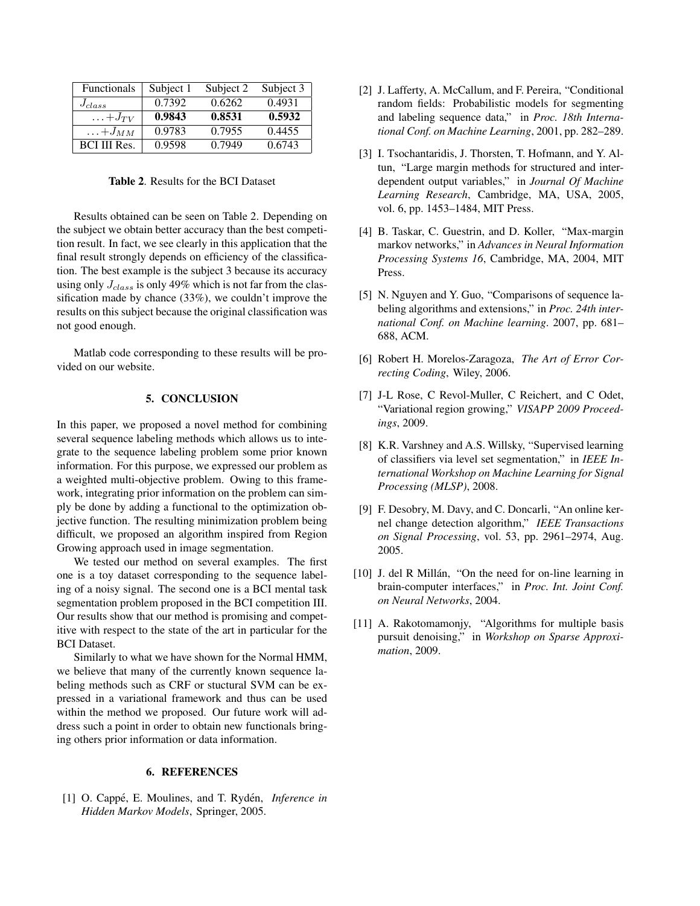| Functionals | Subject 1 | Subject 2 | Subject 3 |
|---|---|---|---|
| $J_{class}$ | 0.7392 | 0.6262 | 0.4931 |
| $\ldots+J_{TV}$ | **0.9843** | **0.8531** | **0.5932** |
| $\ldots+J_{MM}$ | 0.9783 | 0.7955 | 0.4455 |
| BCI III Res. | 0.9598 | 0.7949 | 0.6743 |

**Table 2**. Results for the BCI Dataset

Results obtained can be seen on Table 2. Depending on the subject we obtain better accuracy than the best competition result. In fact, we see clearly in this application that the final result strongly depends on efficiency of the classification. The best example is the subject 3 because its accuracy using only $J_{class}$ is only 49% which is not far from the classification made by chance (33%), we couldn't improve the results on this subject because the original classification was not good enough.

Matlab code corresponding to these results will be provided on our website.

## 5. CONCLUSION

In this paper, we proposed a novel method for combining several sequence labeling methods which allows us to integrate to the sequence labeling problem some prior known information. For this purpose, we expressed our problem as a weighted multi-objective problem. Owing to this framework, integrating prior information on the problem can simply be done by adding a functional to the optimization objective function. The resulting minimization problem being difficult, we proposed an algorithm inspired from Region Growing approach used in image segmentation.

We tested our method on several examples. The first one is a toy dataset corresponding to the sequence labeling of a noisy signal. The second one is a BCI mental task segmentation problem proposed in the BCI competition III. Our results show that our method is promising and competitive with respect to the state of the art in particular for the BCI Dataset.

Similarly to what we have shown for the Normal HMM, we believe that many of the currently known sequence labeling methods such as CRF or stuctural SVM can be expressed in a variational framework and thus can be used within the method we proposed. Our future work will address such a point in order to obtain new functionals bringing others prior information or data information.

## 6. REFERENCES

[1] O. Cappé, E. Moulines, and T. Rydén, *Inference in Hidden Markov Models*, Springer, 2005.

[2] J. Lafferty, A. McCallum, and F. Pereira, "Conditional random fields: Probabilistic models for segmenting and labeling sequence data," in *Proc. 18th International Conf. on Machine Learning*, 2001, pp. 282–289.

[3] I. Tsochantaridis, J. Thorsten, T. Hofmann, and Y. Altun, "Large margin methods for structured and interdependent output variables," in *Journal Of Machine Learning Research*, Cambridge, MA, USA, 2005, vol. 6, pp. 1453–1484, MIT Press.

[4] B. Taskar, C. Guestrin, and D. Koller, "Max-margin markov networks," in *Advances in Neural Information Processing Systems 16*, Cambridge, MA, 2004, MIT Press.

[5] N. Nguyen and Y. Guo, "Comparisons of sequence labeling algorithms and extensions," in *Proc. 24th international Conf. on Machine learning*. 2007, pp. 681–688, ACM.

[6] Robert H. Morelos-Zaragoza, *The Art of Error Correcting Coding*, Wiley, 2006.

[7] J-L Rose, C Revol-Muller, C Reichert, and C Odet, "Variational region growing," *VISAPP 2009 Proceedings*, 2009.

[8] K.R. Varshney and A.S. Willsky, "Supervised learning of classifiers via level set segmentation," in *IEEE International Workshop on Machine Learning for Signal Processing (MLSP)*, 2008.

[9] F. Desobry, M. Davy, and C. Doncarli, "An online kernel change detection algorithm," *IEEE Transactions on Signal Processing*, vol. 53, pp. 2961–2974, Aug. 2005.

[10] J. del R Millán, "On the need for on-line learning in brain-computer interfaces," in *Proc. Int. Joint Conf. on Neural Networks*, 2004.

[11] A. Rakotomamonjy, "Algorithms for multiple basis pursuit denoising," in *Workshop on Sparse Approximation*, 2009.